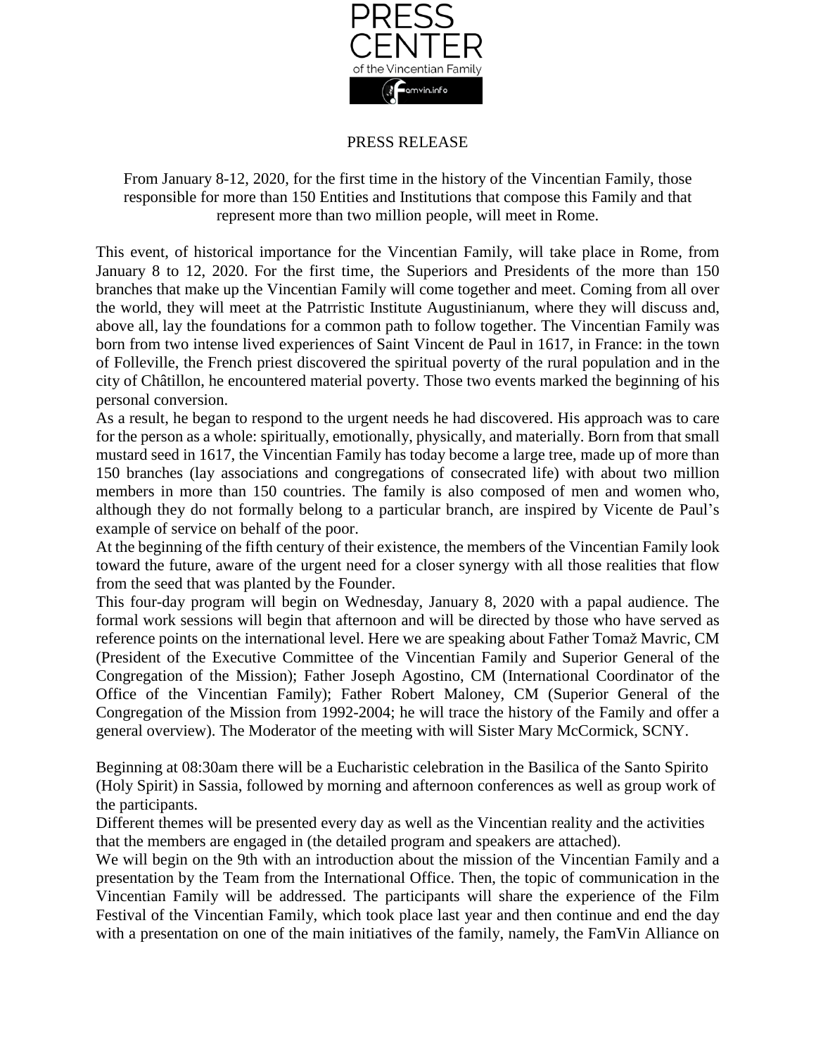# PRESS CENTER

of the Vincentian Family

famvin.info

PRESS RELEASE

From January 8-12, 2020, for the first time in the history of the Vincentian Family, those responsible for more than 150 Entities and Institutions that compose this Family and that represent more than two million people, will meet in Rome.

This event, of historical importance for the Vincentian Family, will take place in Rome, from January 8 to 12, 2020. For the first time, the Superiors and Presidents of the more than 150 branches that make up the Vincentian Family will come together and meet. Coming from all over the world, they will meet at the Patrristic Institute Augustinianum, where they will discuss and, above all, lay the foundations for a common path to follow together. The Vincentian Family was born from two intense lived experiences of Saint Vincent de Paul in 1617, in France: in the town of Folleville, the French priest discovered the spiritual poverty of the rural population and in the city of Châtillon, he encountered material poverty. Those two events marked the beginning of his personal conversion.

As a result, he began to respond to the urgent needs he had discovered. His approach was to care for the person as a whole: spiritually, emotionally, physically, and materially. Born from that small mustard seed in 1617, the Vincentian Family has today become a large tree, made up of more than 150 branches (lay associations and congregations of consecrated life) with about two million members in more than 150 countries. The family is also composed of men and women who, although they do not formally belong to a particular branch, are inspired by Vicente de Paul's example of service on behalf of the poor.

At the beginning of the fifth century of their existence, the members of the Vincentian Family look toward the future, aware of the urgent need for a closer synergy with all those realities that flow from the seed that was planted by the Founder.

This four-day program will begin on Wednesday, January 8, 2020 with a papal audience. The formal work sessions will begin that afternoon and will be directed by those who have served as reference points on the international level. Here we are speaking about Father Tomaž Mavric, CM (President of the Executive Committee of the Vincentian Family and Superior General of the Congregation of the Mission); Father Joseph Agostino, CM (International Coordinator of the Office of the Vincentian Family); Father Robert Maloney, CM (Superior General of the Congregation of the Mission from 1992-2004; he will trace the history of the Family and offer a general overview). The Moderator of the meeting with will Sister Mary McCormick, SCNY.

Beginning at 08:30am there will be a Eucharistic celebration in the Basilica of the Santo Spirito (Holy Spirit) in Sassia, followed by morning and afternoon conferences as well as group work of the participants.

Different themes will be presented every day as well as the Vincentian reality and the activities that the members are engaged in (the detailed program and speakers are attached).

We will begin on the 9th with an introduction about the mission of the Vincentian Family and a presentation by the Team from the International Office. Then, the topic of communication in the Vincentian Family will be addressed. The participants will share the experience of the Film Festival of the Vincentian Family, which took place last year and then continue and end the day with a presentation on one of the main initiatives of the family, namely, the FamVin Alliance on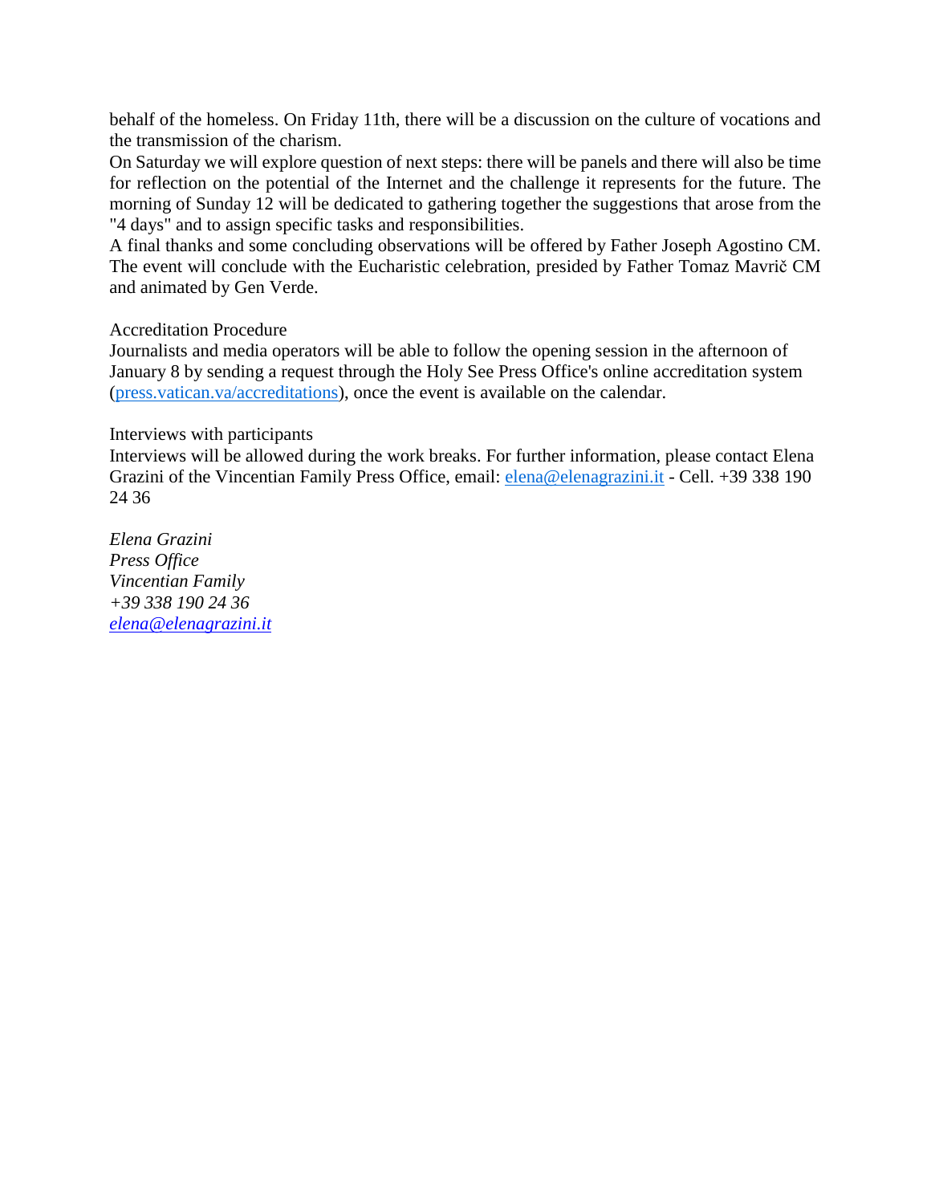behalf of the homeless. On Friday 11th, there will be a discussion on the culture of vocations and the transmission of the charism.

On Saturday we will explore question of next steps: there will be panels and there will also be time for reflection on the potential of the Internet and the challenge it represents for the future. The morning of Sunday 12 will be dedicated to gathering together the suggestions that arose from the "4 days" and to assign specific tasks and responsibilities.

A final thanks and some concluding observations will be offered by Father Joseph Agostino CM. The event will conclude with the Eucharistic celebration, presided by Father Tomaz Mavrič CM and animated by Gen Verde.

Accreditation Procedure

Journalists and media operators will be able to follow the opening session in the afternoon of January 8 by sending a request through the Holy See Press Office's online accreditation system (press.vatican.va/accreditations), once the event is available on the calendar.

Interviews with participants

Interviews will be allowed during the work breaks. For further information, please contact Elena Grazini of the Vincentian Family Press Office, email: elena@elenagrazini.it - Cell. +39 338 190 24 36

*Elena Grazini*
*Press Office*
*Vincentian Family*
*+39 338 190 24 36*
*elena@elenagrazini.it*